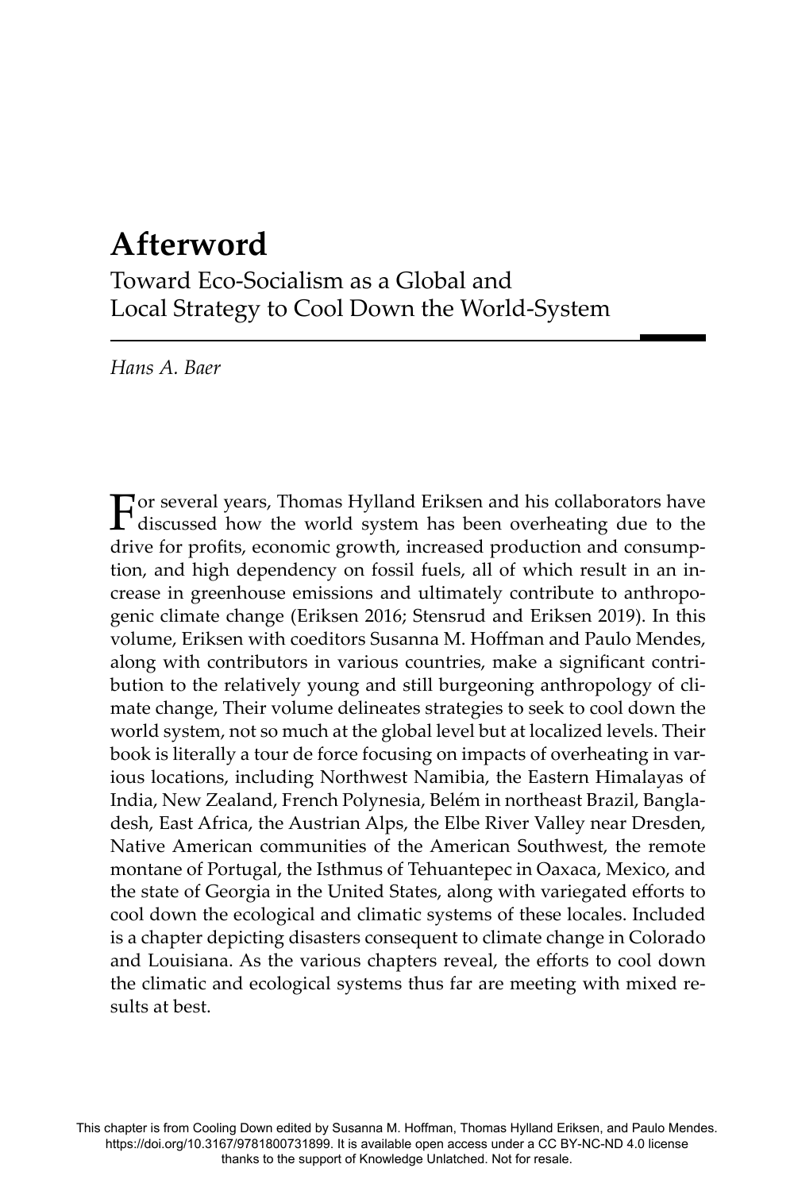# Afterword

## Toward Eco-Socialism as a Global and Local Strategy to Cool Down the World-System

*Hans A. Baer*

For several years, Thomas Hylland Eriksen and his collaborators have discussed how the world system has been overheating due to the drive for profits, economic growth, increased production and consumption, and high dependency on fossil fuels, all of which result in an increase in greenhouse emissions and ultimately contribute to anthropogenic climate change (Eriksen 2016; Stensrud and Eriksen 2019). In this volume, Eriksen with coeditors Susanna M. Hoffman and Paulo Mendes, along with contributors in various countries, make a significant contribution to the relatively young and still burgeoning anthropology of climate change, Their volume delineates strategies to seek to cool down the world system, not so much at the global level but at localized levels. Their book is literally a tour de force focusing on impacts of overheating in various locations, including Northwest Namibia, the Eastern Himalayas of India, New Zealand, French Polynesia, Belém in northeast Brazil, Bangladesh, East Africa, the Austrian Alps, the Elbe River Valley near Dresden, Native American communities of the American Southwest, the remote montane of Portugal, the Isthmus of Tehuantepec in Oaxaca, Mexico, and the state of Georgia in the United States, along with variegated efforts to cool down the ecological and climatic systems of these locales. Included is a chapter depicting disasters consequent to climate change in Colorado and Louisiana. As the various chapters reveal, the efforts to cool down the climatic and ecological systems thus far are meeting with mixed results at best.

This chapter is from Cooling Down edited by Susanna M. Hoffman, Thomas Hylland Eriksen, and Paulo Mendes. https://doi.org/10.3167/9781800731899. It is available open access under a CC BY-NC-ND 4.0 license thanks to the support of Knowledge Unlatched. Not for resale.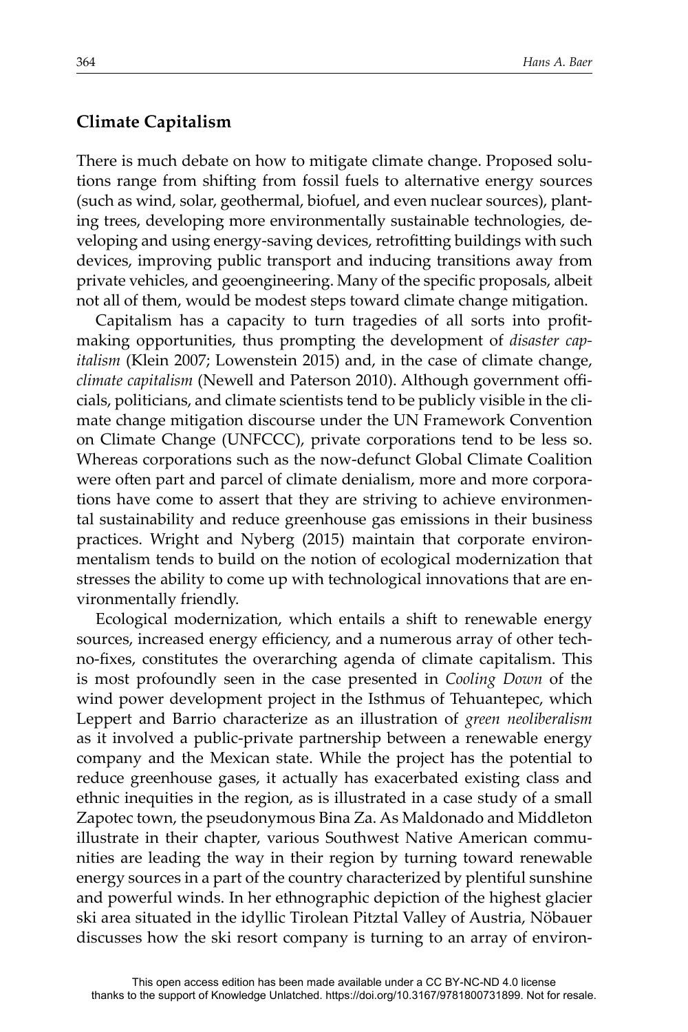## Climate Capitalism

There is much debate on how to mitigate climate change. Proposed solutions range from shifting from fossil fuels to alternative energy sources (such as wind, solar, geothermal, biofuel, and even nuclear sources), planting trees, developing more environmentally sustainable technologies, developing and using energy-saving devices, retrofitting buildings with such devices, improving public transport and inducing transitions away from private vehicles, and geoengineering. Many of the specific proposals, albeit not all of them, would be modest steps toward climate change mitigation.

Capitalism has a capacity to turn tragedies of all sorts into profit-making opportunities, thus prompting the development of *disaster capitalism* (Klein 2007; Lowenstein 2015) and, in the case of climate change, *climate capitalism* (Newell and Paterson 2010). Although government officials, politicians, and climate scientists tend to be publicly visible in the climate change mitigation discourse under the UN Framework Convention on Climate Change (UNFCCC), private corporations tend to be less so. Whereas corporations such as the now-defunct Global Climate Coalition were often part and parcel of climate denialism, more and more corporations have come to assert that they are striving to achieve environmental sustainability and reduce greenhouse gas emissions in their business practices. Wright and Nyberg (2015) maintain that corporate environmentalism tends to build on the notion of ecological modernization that stresses the ability to come up with technological innovations that are environmentally friendly.

Ecological modernization, which entails a shift to renewable energy sources, increased energy efficiency, and a numerous array of other techno-fixes, constitutes the overarching agenda of climate capitalism. This is most profoundly seen in the case presented in *Cooling Down* of the wind power development project in the Isthmus of Tehuantepec, which Leppert and Barrio characterize as an illustration of *green neoliberalism* as it involved a public-private partnership between a renewable energy company and the Mexican state. While the project has the potential to reduce greenhouse gases, it actually has exacerbated existing class and ethnic inequities in the region, as is illustrated in a case study of a small Zapotec town, the pseudonymous Bina Za. As Maldonado and Middleton illustrate in their chapter, various Southwest Native American communities are leading the way in their region by turning toward renewable energy sources in a part of the country characterized by plentiful sunshine and powerful winds. In her ethnographic depiction of the highest glacier ski area situated in the idyllic Tirolean Pitztal Valley of Austria, Nöbauer discusses how the ski resort company is turning to an array of environ-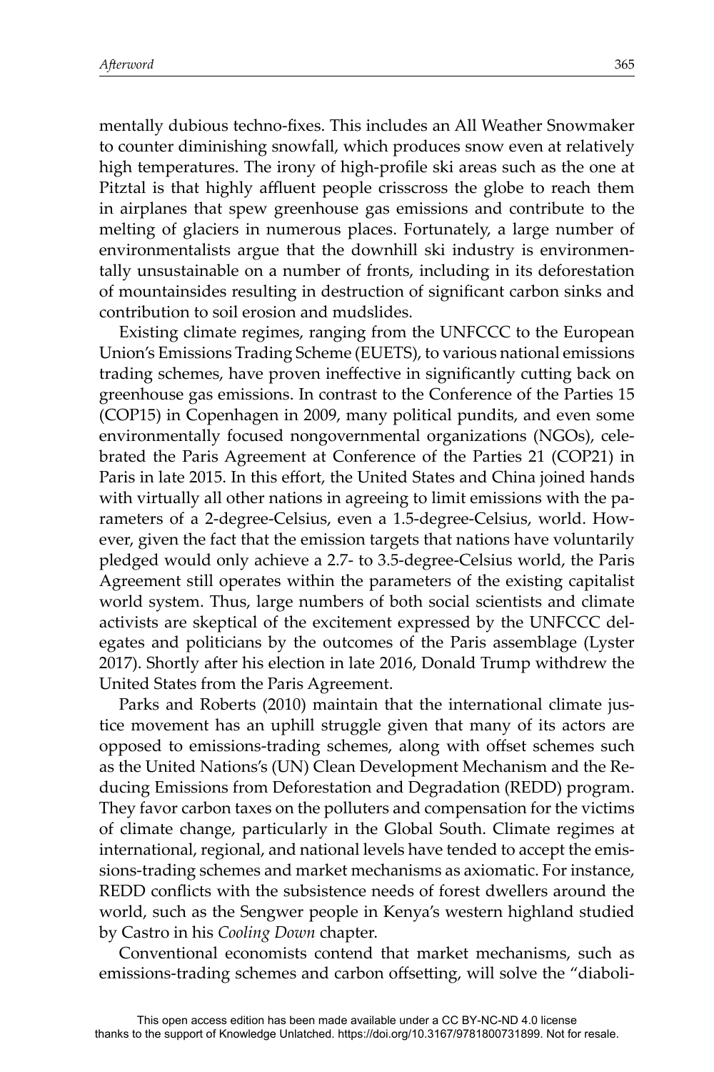mentally dubious techno-fixes. This includes an All Weather Snowmaker to counter diminishing snowfall, which produces snow even at relatively high temperatures. The irony of high-profile ski areas such as the one at Pitztal is that highly affluent people crisscross the globe to reach them in airplanes that spew greenhouse gas emissions and contribute to the melting of glaciers in numerous places. Fortunately, a large number of environmentalists argue that the downhill ski industry is environmentally unsustainable on a number of fronts, including in its deforestation of mountainsides resulting in destruction of significant carbon sinks and contribution to soil erosion and mudslides.

Existing climate regimes, ranging from the UNFCCC to the European Union's Emissions Trading Scheme (EUETS), to various national emissions trading schemes, have proven ineffective in significantly cutting back on greenhouse gas emissions. In contrast to the Conference of the Parties 15 (COP15) in Copenhagen in 2009, many political pundits, and even some environmentally focused nongovernmental organizations (NGOs), celebrated the Paris Agreement at Conference of the Parties 21 (COP21) in Paris in late 2015. In this effort, the United States and China joined hands with virtually all other nations in agreeing to limit emissions with the parameters of a 2-degree-Celsius, even a 1.5-degree-Celsius, world. However, given the fact that the emission targets that nations have voluntarily pledged would only achieve a 2.7- to 3.5-degree-Celsius world, the Paris Agreement still operates within the parameters of the existing capitalist world system. Thus, large numbers of both social scientists and climate activists are skeptical of the excitement expressed by the UNFCCC delegates and politicians by the outcomes of the Paris assemblage (Lyster 2017). Shortly after his election in late 2016, Donald Trump withdrew the United States from the Paris Agreement.

Parks and Roberts (2010) maintain that the international climate justice movement has an uphill struggle given that many of its actors are opposed to emissions-trading schemes, along with offset schemes such as the United Nations's (UN) Clean Development Mechanism and the Reducing Emissions from Deforestation and Degradation (REDD) program. They favor carbon taxes on the polluters and compensation for the victims of climate change, particularly in the Global South. Climate regimes at international, regional, and national levels have tended to accept the emissions-trading schemes and market mechanisms as axiomatic. For instance, REDD conflicts with the subsistence needs of forest dwellers around the world, such as the Sengwer people in Kenya's western highland studied by Castro in his *Cooling Down* chapter.

Conventional economists contend that market mechanisms, such as emissions-trading schemes and carbon offsetting, will solve the "diaboli-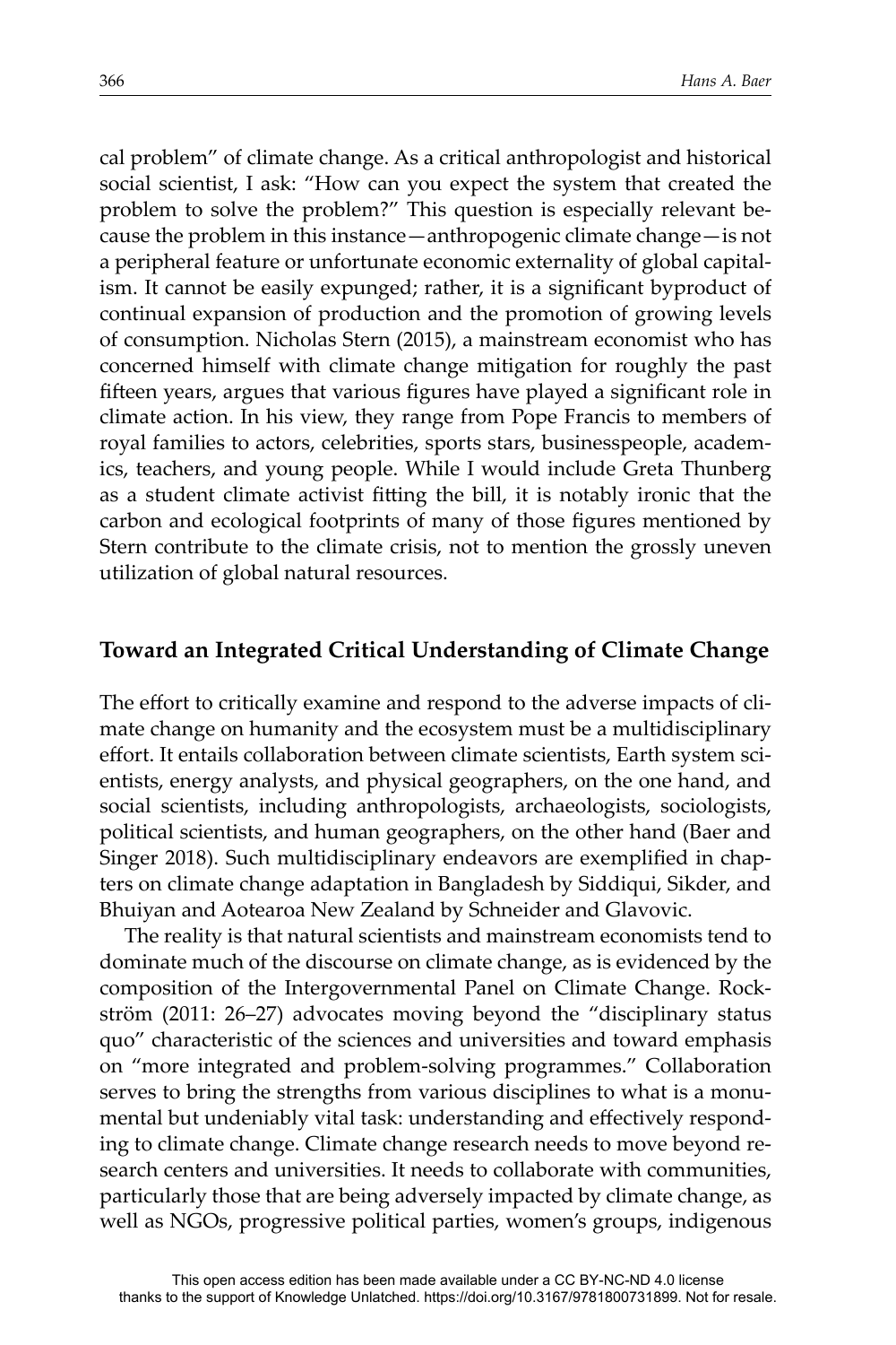cal problem" of climate change. As a critical anthropologist and historical social scientist, I ask: "How can you expect the system that created the problem to solve the problem?" This question is especially relevant because the problem in this instance—anthropogenic climate change—is not a peripheral feature or unfortunate economic externality of global capitalism. It cannot be easily expunged; rather, it is a significant byproduct of continual expansion of production and the promotion of growing levels of consumption. Nicholas Stern (2015), a mainstream economist who has concerned himself with climate change mitigation for roughly the past fifteen years, argues that various figures have played a significant role in climate action. In his view, they range from Pope Francis to members of royal families to actors, celebrities, sports stars, businesspeople, academics, teachers, and young people. While I would include Greta Thunberg as a student climate activist fitting the bill, it is notably ironic that the carbon and ecological footprints of many of those figures mentioned by Stern contribute to the climate crisis, not to mention the grossly uneven utilization of global natural resources.

## Toward an Integrated Critical Understanding of Climate Change

The effort to critically examine and respond to the adverse impacts of climate change on humanity and the ecosystem must be a multidisciplinary effort. It entails collaboration between climate scientists, Earth system scientists, energy analysts, and physical geographers, on the one hand, and social scientists, including anthropologists, archaeologists, sociologists, political scientists, and human geographers, on the other hand (Baer and Singer 2018). Such multidisciplinary endeavors are exemplified in chapters on climate change adaptation in Bangladesh by Siddiqui, Sikder, and Bhuiyan and Aotearoa New Zealand by Schneider and Glavovic.

The reality is that natural scientists and mainstream economists tend to dominate much of the discourse on climate change, as is evidenced by the composition of the Intergovernmental Panel on Climate Change. Rockström (2011: 26–27) advocates moving beyond the "disciplinary status quo" characteristic of the sciences and universities and toward emphasis on "more integrated and problem-solving programmes." Collaboration serves to bring the strengths from various disciplines to what is a monumental but undeniably vital task: understanding and effectively responding to climate change. Climate change research needs to move beyond research centers and universities. It needs to collaborate with communities, particularly those that are being adversely impacted by climate change, as well as NGOs, progressive political parties, women's groups, indigenous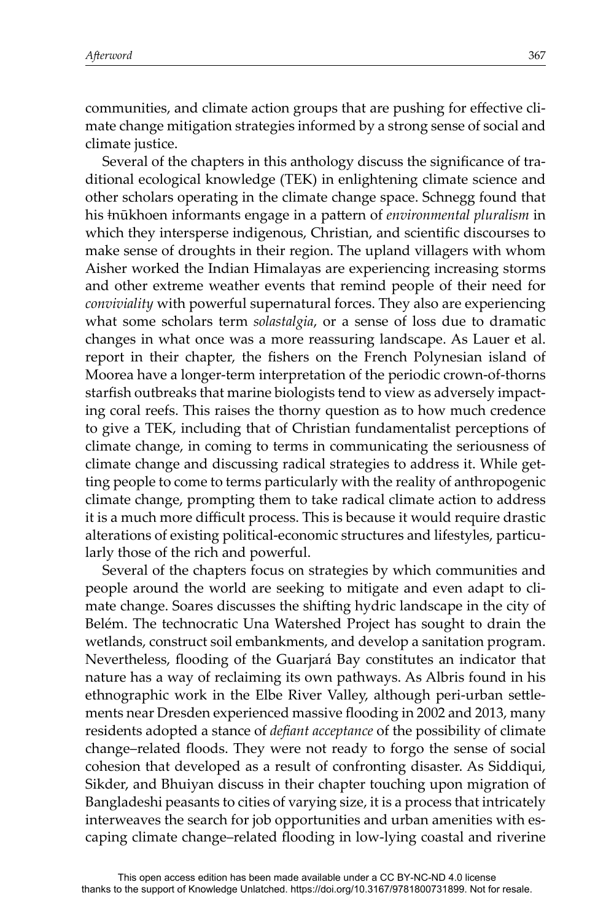communities, and climate action groups that are pushing for effective climate change mitigation strategies informed by a strong sense of social and climate justice.

Several of the chapters in this anthology discuss the significance of traditional ecological knowledge (TEK) in enlightening climate science and other scholars operating in the climate change space. Schnegg found that his ǂnūkhoen informants engage in a pattern of *environmental pluralism* in which they intersperse indigenous, Christian, and scientific discourses to make sense of droughts in their region. The upland villagers with whom Aisher worked the Indian Himalayas are experiencing increasing storms and other extreme weather events that remind people of their need for *conviviality* with powerful supernatural forces. They also are experiencing what some scholars term *solastalgia*, or a sense of loss due to dramatic changes in what once was a more reassuring landscape. As Lauer et al. report in their chapter, the fishers on the French Polynesian island of Moorea have a longer-term interpretation of the periodic crown-of-thorns starfish outbreaks that marine biologists tend to view as adversely impacting coral reefs. This raises the thorny question as to how much credence to give a TEK, including that of Christian fundamentalist perceptions of climate change, in coming to terms in communicating the seriousness of climate change and discussing radical strategies to address it. While getting people to come to terms particularly with the reality of anthropogenic climate change, prompting them to take radical climate action to address it is a much more difficult process. This is because it would require drastic alterations of existing political-economic structures and lifestyles, particularly those of the rich and powerful.

Several of the chapters focus on strategies by which communities and people around the world are seeking to mitigate and even adapt to climate change. Soares discusses the shifting hydric landscape in the city of Belém. The technocratic Una Watershed Project has sought to drain the wetlands, construct soil embankments, and develop a sanitation program. Nevertheless, flooding of the Guarjará Bay constitutes an indicator that nature has a way of reclaiming its own pathways. As Albris found in his ethnographic work in the Elbe River Valley, although peri-urban settlements near Dresden experienced massive flooding in 2002 and 2013, many residents adopted a stance of *defiant acceptance* of the possibility of climate change–related floods. They were not ready to forgo the sense of social cohesion that developed as a result of confronting disaster. As Siddiqui, Sikder, and Bhuiyan discuss in their chapter touching upon migration of Bangladeshi peasants to cities of varying size, it is a process that intricately interweaves the search for job opportunities and urban amenities with escaping climate change–related flooding in low-lying coastal and riverine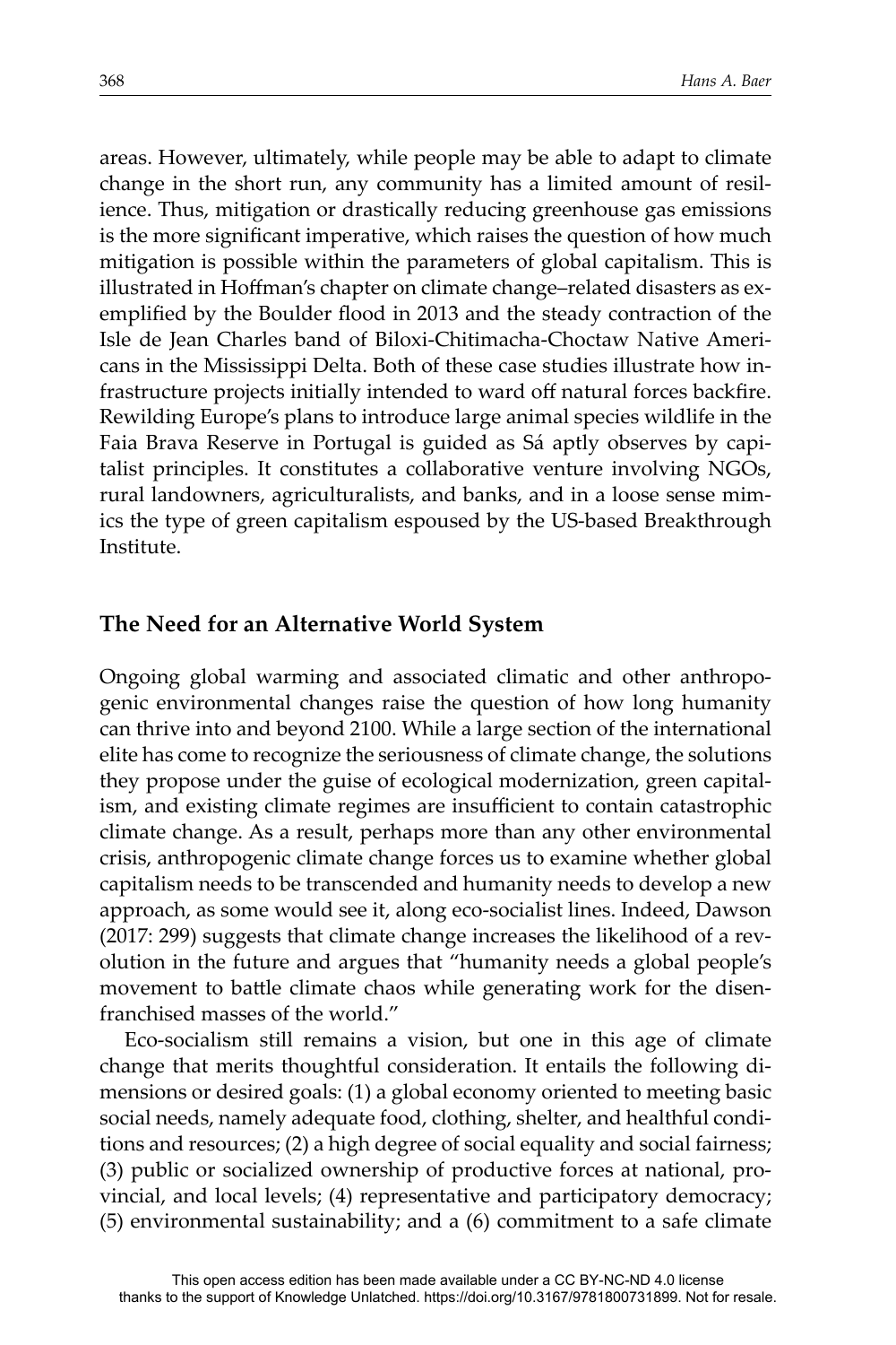areas. However, ultimately, while people may be able to adapt to climate change in the short run, any community has a limited amount of resilience. Thus, mitigation or drastically reducing greenhouse gas emissions is the more significant imperative, which raises the question of how much mitigation is possible within the parameters of global capitalism. This is illustrated in Hoffman's chapter on climate change–related disasters as exemplified by the Boulder flood in 2013 and the steady contraction of the Isle de Jean Charles band of Biloxi-Chitimacha-Choctaw Native Americans in the Mississippi Delta. Both of these case studies illustrate how infrastructure projects initially intended to ward off natural forces backfire. Rewilding Europe's plans to introduce large animal species wildlife in the Faia Brava Reserve in Portugal is guided as Sá aptly observes by capitalist principles. It constitutes a collaborative venture involving NGOs, rural landowners, agriculturalists, and banks, and in a loose sense mimics the type of green capitalism espoused by the US-based Breakthrough Institute.

## The Need for an Alternative World System

Ongoing global warming and associated climatic and other anthropogenic environmental changes raise the question of how long humanity can thrive into and beyond 2100. While a large section of the international elite has come to recognize the seriousness of climate change, the solutions they propose under the guise of ecological modernization, green capitalism, and existing climate regimes are insufficient to contain catastrophic climate change. As a result, perhaps more than any other environmental crisis, anthropogenic climate change forces us to examine whether global capitalism needs to be transcended and humanity needs to develop a new approach, as some would see it, along eco-socialist lines. Indeed, Dawson (2017: 299) suggests that climate change increases the likelihood of a revolution in the future and argues that "humanity needs a global people's movement to battle climate chaos while generating work for the disenfranchised masses of the world."

Eco-socialism still remains a vision, but one in this age of climate change that merits thoughtful consideration. It entails the following dimensions or desired goals: (1) a global economy oriented to meeting basic social needs, namely adequate food, clothing, shelter, and healthful conditions and resources; (2) a high degree of social equality and social fairness; (3) public or socialized ownership of productive forces at national, provincial, and local levels; (4) representative and participatory democracy; (5) environmental sustainability; and a (6) commitment to a safe climate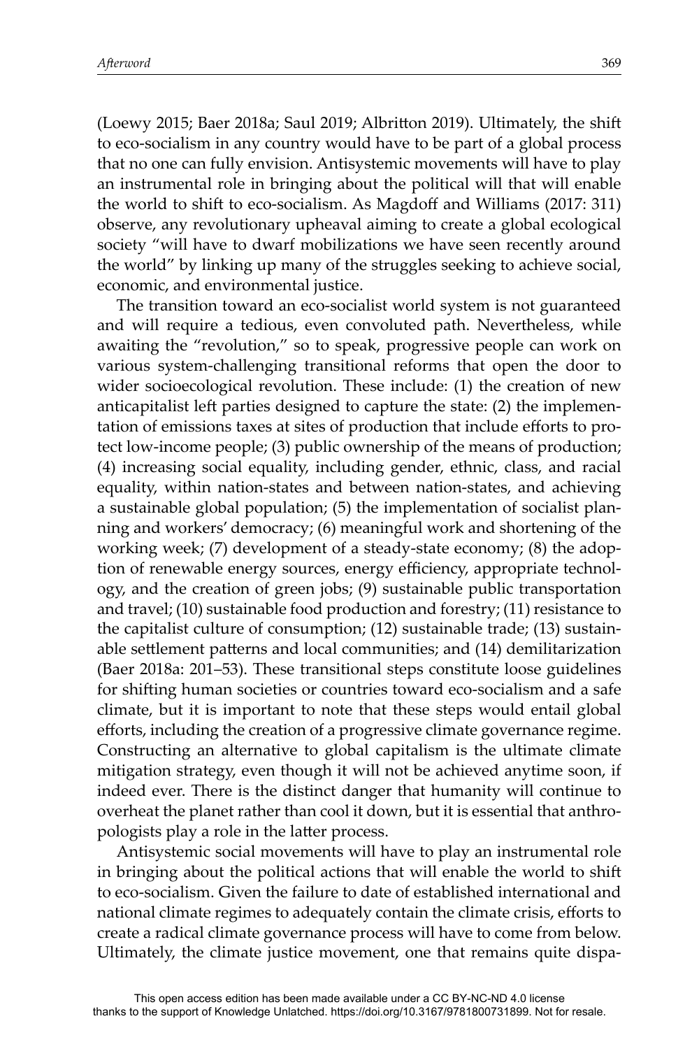(Loewy 2015; Baer 2018a; Saul 2019; Albritton 2019). Ultimately, the shift to eco-socialism in any country would have to be part of a global process that no one can fully envision. Antisystemic movements will have to play an instrumental role in bringing about the political will that will enable the world to shift to eco-socialism. As Magdoff and Williams (2017: 311) observe, any revolutionary upheaval aiming to create a global ecological society "will have to dwarf mobilizations we have seen recently around the world" by linking up many of the struggles seeking to achieve social, economic, and environmental justice.

The transition toward an eco-socialist world system is not guaranteed and will require a tedious, even convoluted path. Nevertheless, while awaiting the "revolution," so to speak, progressive people can work on various system-challenging transitional reforms that open the door to wider socioecological revolution. These include: (1) the creation of new anticapitalist left parties designed to capture the state: (2) the implementation of emissions taxes at sites of production that include efforts to protect low-income people; (3) public ownership of the means of production; (4) increasing social equality, including gender, ethnic, class, and racial equality, within nation-states and between nation-states, and achieving a sustainable global population; (5) the implementation of socialist planning and workers' democracy; (6) meaningful work and shortening of the working week; (7) development of a steady-state economy; (8) the adoption of renewable energy sources, energy efficiency, appropriate technology, and the creation of green jobs; (9) sustainable public transportation and travel; (10) sustainable food production and forestry; (11) resistance to the capitalist culture of consumption; (12) sustainable trade; (13) sustainable settlement patterns and local communities; and (14) demilitarization (Baer 2018a: 201–53). These transitional steps constitute loose guidelines for shifting human societies or countries toward eco-socialism and a safe climate, but it is important to note that these steps would entail global efforts, including the creation of a progressive climate governance regime. Constructing an alternative to global capitalism is the ultimate climate mitigation strategy, even though it will not be achieved anytime soon, if indeed ever. There is the distinct danger that humanity will continue to overheat the planet rather than cool it down, but it is essential that anthropologists play a role in the latter process.

Antisystemic social movements will have to play an instrumental role in bringing about the political actions that will enable the world to shift to eco-socialism. Given the failure to date of established international and national climate regimes to adequately contain the climate crisis, efforts to create a radical climate governance process will have to come from below. Ultimately, the climate justice movement, one that remains quite dispa-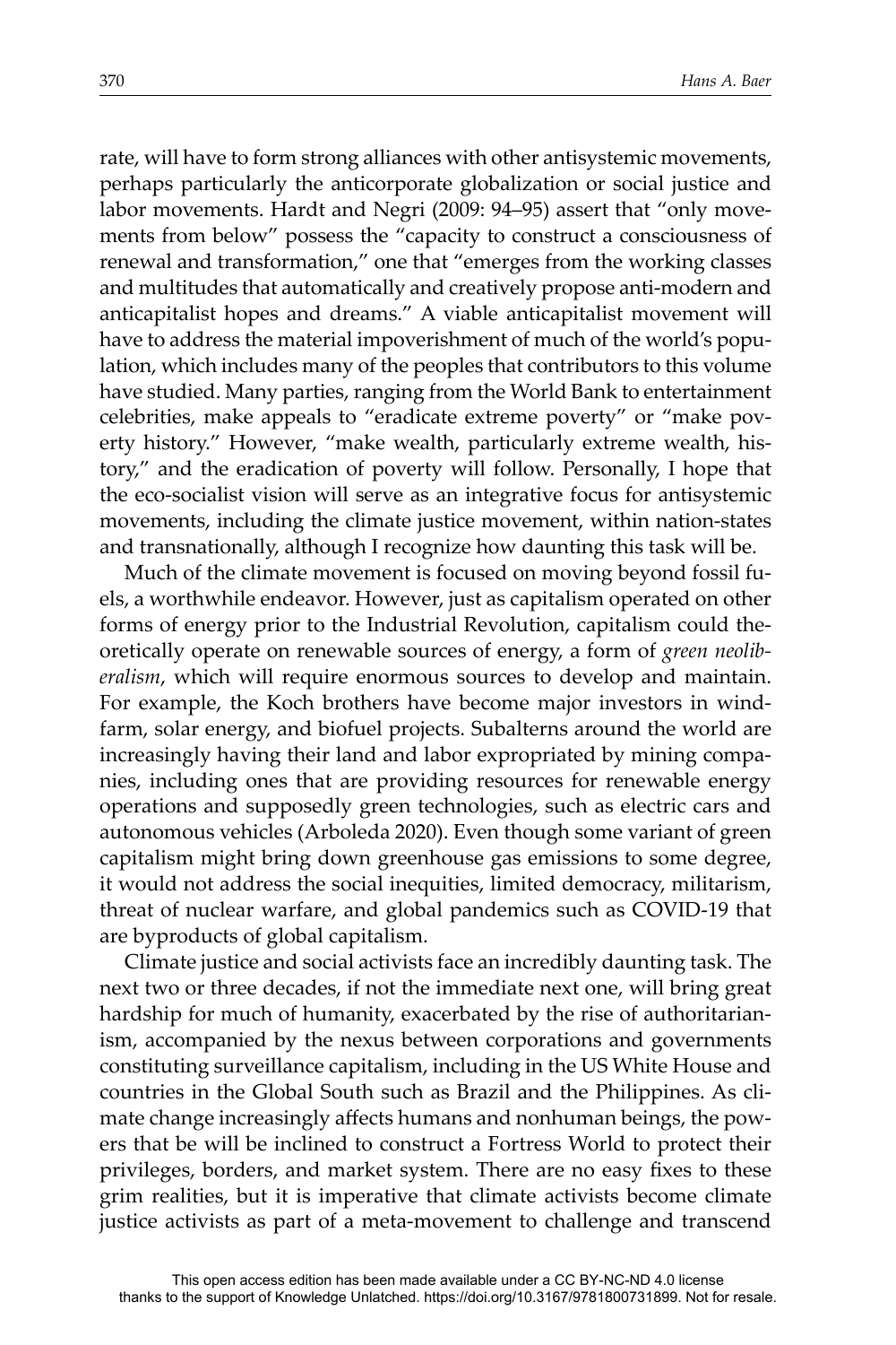rate, will have to form strong alliances with other antisystemic movements, perhaps particularly the anticorporate globalization or social justice and labor movements. Hardt and Negri (2009: 94–95) assert that "only movements from below" possess the "capacity to construct a consciousness of renewal and transformation," one that "emerges from the working classes and multitudes that automatically and creatively propose anti-modern and anticapitalist hopes and dreams." A viable anticapitalist movement will have to address the material impoverishment of much of the world's population, which includes many of the peoples that contributors to this volume have studied. Many parties, ranging from the World Bank to entertainment celebrities, make appeals to "eradicate extreme poverty" or "make poverty history." However, "make wealth, particularly extreme wealth, history," and the eradication of poverty will follow. Personally, I hope that the eco-socialist vision will serve as an integrative focus for antisystemic movements, including the climate justice movement, within nation-states and transnationally, although I recognize how daunting this task will be.

Much of the climate movement is focused on moving beyond fossil fuels, a worthwhile endeavor. However, just as capitalism operated on other forms of energy prior to the Industrial Revolution, capitalism could theoretically operate on renewable sources of energy, a form of *green neoliberalism*, which will require enormous sources to develop and maintain. For example, the Koch brothers have become major investors in wind-farm, solar energy, and biofuel projects. Subalterns around the world are increasingly having their land and labor expropriated by mining companies, including ones that are providing resources for renewable energy operations and supposedly green technologies, such as electric cars and autonomous vehicles (Arboleda 2020). Even though some variant of green capitalism might bring down greenhouse gas emissions to some degree, it would not address the social inequities, limited democracy, militarism, threat of nuclear warfare, and global pandemics such as COVID-19 that are byproducts of global capitalism.

Climate justice and social activists face an incredibly daunting task. The next two or three decades, if not the immediate next one, will bring great hardship for much of humanity, exacerbated by the rise of authoritarianism, accompanied by the nexus between corporations and governments constituting surveillance capitalism, including in the US White House and countries in the Global South such as Brazil and the Philippines. As climate change increasingly affects humans and nonhuman beings, the powers that be will be inclined to construct a Fortress World to protect their privileges, borders, and market system. There are no easy fixes to these grim realities, but it is imperative that climate activists become climate justice activists as part of a meta-movement to challenge and transcend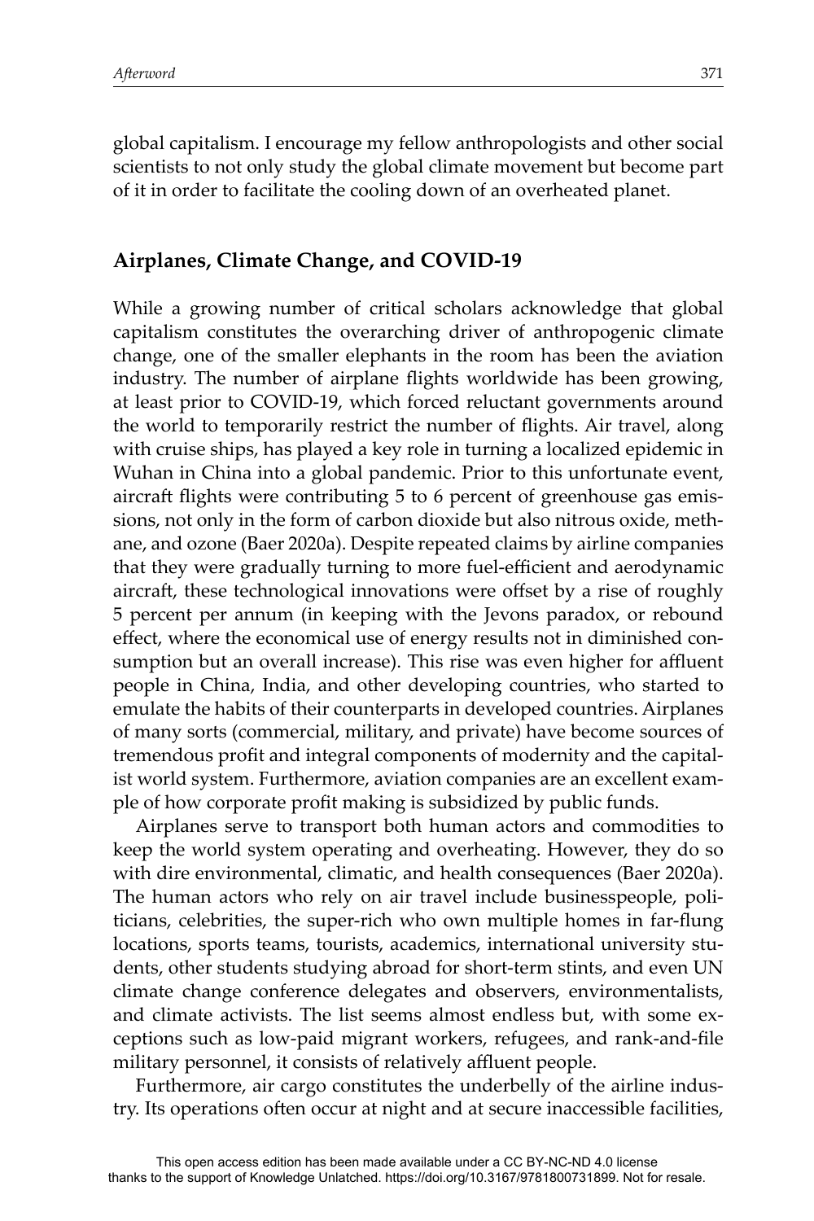global capitalism. I encourage my fellow anthropologists and other social scientists to not only study the global climate movement but become part of it in order to facilitate the cooling down of an overheated planet.

## Airplanes, Climate Change, and COVID-19

While a growing number of critical scholars acknowledge that global capitalism constitutes the overarching driver of anthropogenic climate change, one of the smaller elephants in the room has been the aviation industry. The number of airplane flights worldwide has been growing, at least prior to COVID-19, which forced reluctant governments around the world to temporarily restrict the number of flights. Air travel, along with cruise ships, has played a key role in turning a localized epidemic in Wuhan in China into a global pandemic. Prior to this unfortunate event, aircraft flights were contributing 5 to 6 percent of greenhouse gas emissions, not only in the form of carbon dioxide but also nitrous oxide, methane, and ozone (Baer 2020a). Despite repeated claims by airline companies that they were gradually turning to more fuel-efficient and aerodynamic aircraft, these technological innovations were offset by a rise of roughly 5 percent per annum (in keeping with the Jevons paradox, or rebound effect, where the economical use of energy results not in diminished consumption but an overall increase). This rise was even higher for affluent people in China, India, and other developing countries, who started to emulate the habits of their counterparts in developed countries. Airplanes of many sorts (commercial, military, and private) have become sources of tremendous profit and integral components of modernity and the capitalist world system. Furthermore, aviation companies are an excellent example of how corporate profit making is subsidized by public funds.

Airplanes serve to transport both human actors and commodities to keep the world system operating and overheating. However, they do so with dire environmental, climatic, and health consequences (Baer 2020a). The human actors who rely on air travel include businesspeople, politicians, celebrities, the super-rich who own multiple homes in far-flung locations, sports teams, tourists, academics, international university students, other students studying abroad for short-term stints, and even UN climate change conference delegates and observers, environmentalists, and climate activists. The list seems almost endless but, with some exceptions such as low-paid migrant workers, refugees, and rank-and-file military personnel, it consists of relatively affluent people.

Furthermore, air cargo constitutes the underbelly of the airline industry. Its operations often occur at night and at secure inaccessible facilities,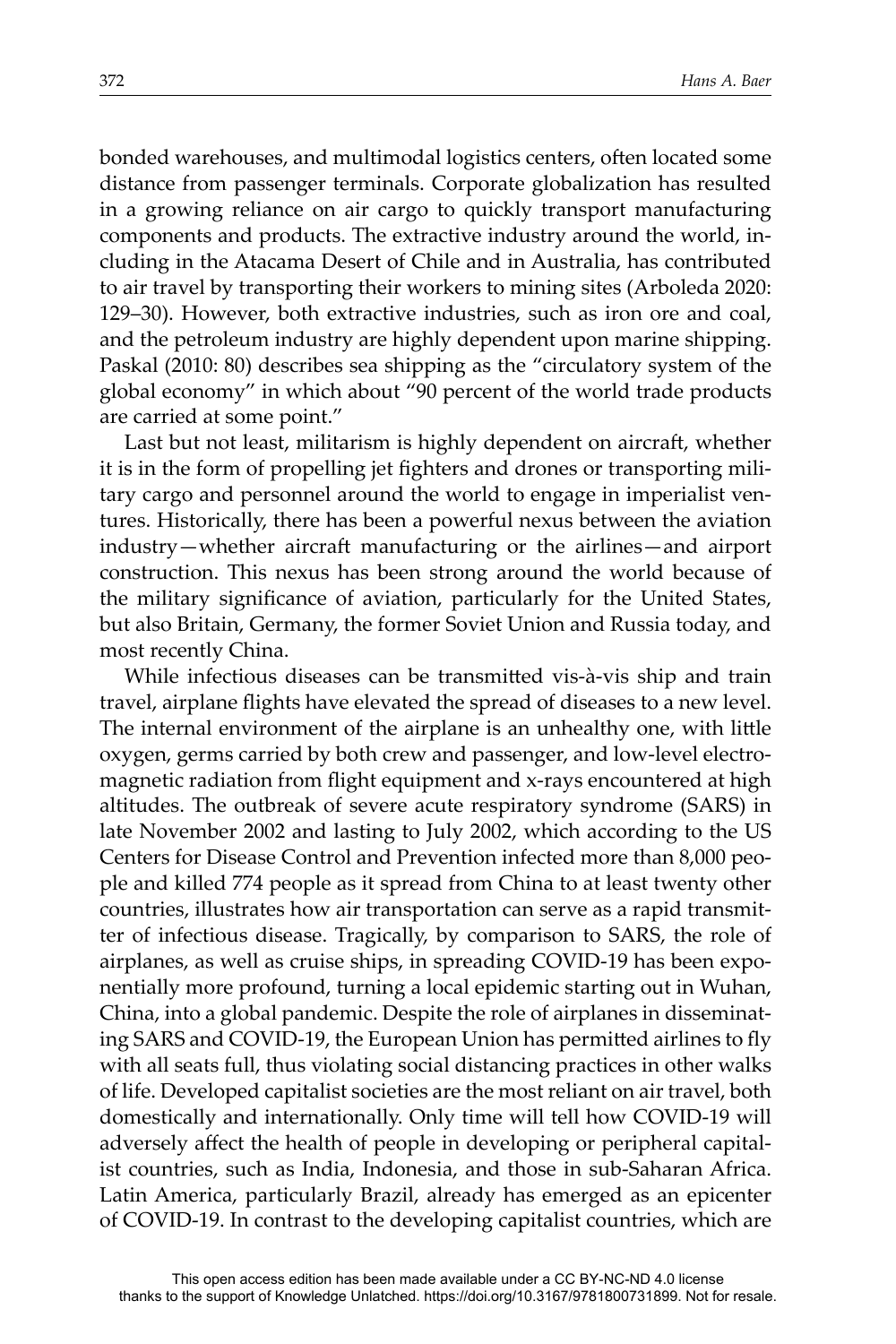bonded warehouses, and multimodal logistics centers, often located some distance from passenger terminals. Corporate globalization has resulted in a growing reliance on air cargo to quickly transport manufacturing components and products. The extractive industry around the world, including in the Atacama Desert of Chile and in Australia, has contributed to air travel by transporting their workers to mining sites (Arboleda 2020: 129–30). However, both extractive industries, such as iron ore and coal, and the petroleum industry are highly dependent upon marine shipping. Paskal (2010: 80) describes sea shipping as the "circulatory system of the global economy" in which about "90 percent of the world trade products are carried at some point."

Last but not least, militarism is highly dependent on aircraft, whether it is in the form of propelling jet fighters and drones or transporting military cargo and personnel around the world to engage in imperialist ventures. Historically, there has been a powerful nexus between the aviation industry—whether aircraft manufacturing or the airlines—and airport construction. This nexus has been strong around the world because of the military significance of aviation, particularly for the United States, but also Britain, Germany, the former Soviet Union and Russia today, and most recently China.

While infectious diseases can be transmitted vis-à-vis ship and train travel, airplane flights have elevated the spread of diseases to a new level. The internal environment of the airplane is an unhealthy one, with little oxygen, germs carried by both crew and passenger, and low-level electromagnetic radiation from flight equipment and x-rays encountered at high altitudes. The outbreak of severe acute respiratory syndrome (SARS) in late November 2002 and lasting to July 2002, which according to the US Centers for Disease Control and Prevention infected more than 8,000 people and killed 774 people as it spread from China to at least twenty other countries, illustrates how air transportation can serve as a rapid transmitter of infectious disease. Tragically, by comparison to SARS, the role of airplanes, as well as cruise ships, in spreading COVID-19 has been exponentially more profound, turning a local epidemic starting out in Wuhan, China, into a global pandemic. Despite the role of airplanes in disseminating SARS and COVID-19, the European Union has permitted airlines to fly with all seats full, thus violating social distancing practices in other walks of life. Developed capitalist societies are the most reliant on air travel, both domestically and internationally. Only time will tell how COVID-19 will adversely affect the health of people in developing or peripheral capitalist countries, such as India, Indonesia, and those in sub-Saharan Africa. Latin America, particularly Brazil, already has emerged as an epicenter of COVID-19. In contrast to the developing capitalist countries, which are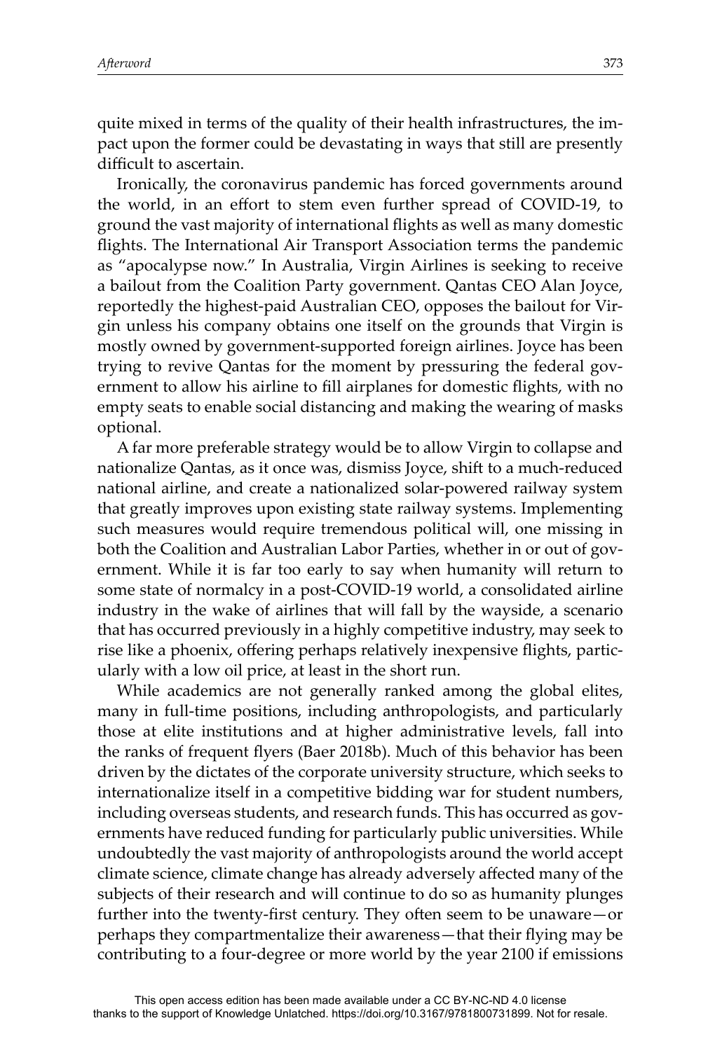quite mixed in terms of the quality of their health infrastructures, the impact upon the former could be devastating in ways that still are presently difficult to ascertain.

Ironically, the coronavirus pandemic has forced governments around the world, in an effort to stem even further spread of COVID-19, to ground the vast majority of international flights as well as many domestic flights. The International Air Transport Association terms the pandemic as "apocalypse now." In Australia, Virgin Airlines is seeking to receive a bailout from the Coalition Party government. Qantas CEO Alan Joyce, reportedly the highest-paid Australian CEO, opposes the bailout for Virgin unless his company obtains one itself on the grounds that Virgin is mostly owned by government-supported foreign airlines. Joyce has been trying to revive Qantas for the moment by pressuring the federal government to allow his airline to fill airplanes for domestic flights, with no empty seats to enable social distancing and making the wearing of masks optional.

A far more preferable strategy would be to allow Virgin to collapse and nationalize Qantas, as it once was, dismiss Joyce, shift to a much-reduced national airline, and create a nationalized solar-powered railway system that greatly improves upon existing state railway systems. Implementing such measures would require tremendous political will, one missing in both the Coalition and Australian Labor Parties, whether in or out of government. While it is far too early to say when humanity will return to some state of normalcy in a post-COVID-19 world, a consolidated airline industry in the wake of airlines that will fall by the wayside, a scenario that has occurred previously in a highly competitive industry, may seek to rise like a phoenix, offering perhaps relatively inexpensive flights, particularly with a low oil price, at least in the short run.

While academics are not generally ranked among the global elites, many in full-time positions, including anthropologists, and particularly those at elite institutions and at higher administrative levels, fall into the ranks of frequent flyers (Baer 2018b). Much of this behavior has been driven by the dictates of the corporate university structure, which seeks to internationalize itself in a competitive bidding war for student numbers, including overseas students, and research funds. This has occurred as governments have reduced funding for particularly public universities. While undoubtedly the vast majority of anthropologists around the world accept climate science, climate change has already adversely affected many of the subjects of their research and will continue to do so as humanity plunges further into the twenty-first century. They often seem to be unaware—or perhaps they compartmentalize their awareness—that their flying may be contributing to a four-degree or more world by the year 2100 if emissions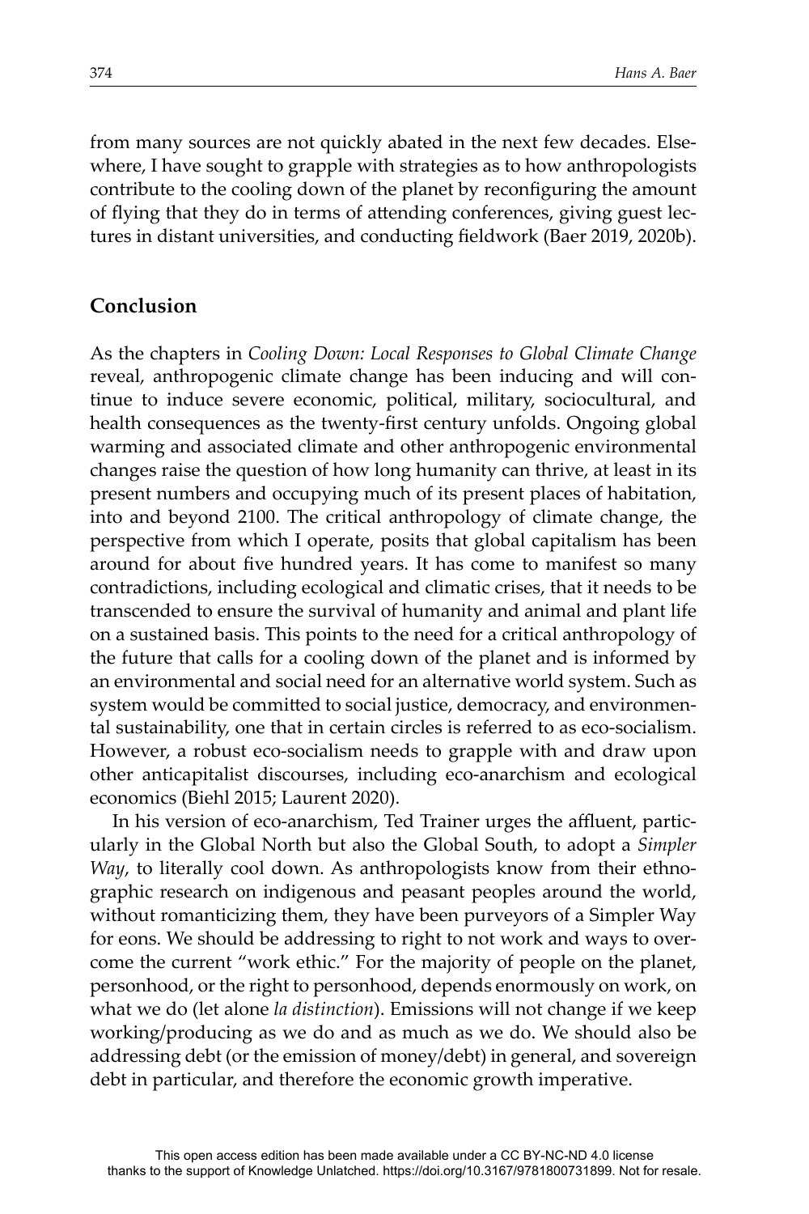from many sources are not quickly abated in the next few decades. Elsewhere, I have sought to grapple with strategies as to how anthropologists contribute to the cooling down of the planet by reconfiguring the amount of flying that they do in terms of attending conferences, giving guest lectures in distant universities, and conducting fieldwork (Baer 2019, 2020b).

## Conclusion

As the chapters in *Cooling Down: Local Responses to Global Climate Change* reveal, anthropogenic climate change has been inducing and will continue to induce severe economic, political, military, sociocultural, and health consequences as the twenty-first century unfolds. Ongoing global warming and associated climate and other anthropogenic environmental changes raise the question of how long humanity can thrive, at least in its present numbers and occupying much of its present places of habitation, into and beyond 2100. The critical anthropology of climate change, the perspective from which I operate, posits that global capitalism has been around for about five hundred years. It has come to manifest so many contradictions, including ecological and climatic crises, that it needs to be transcended to ensure the survival of humanity and animal and plant life on a sustained basis. This points to the need for a critical anthropology of the future that calls for a cooling down of the planet and is informed by an environmental and social need for an alternative world system. Such as system would be committed to social justice, democracy, and environmental sustainability, one that in certain circles is referred to as eco-socialism. However, a robust eco-socialism needs to grapple with and draw upon other anticapitalist discourses, including eco-anarchism and ecological economics (Biehl 2015; Laurent 2020).

In his version of eco-anarchism, Ted Trainer urges the affluent, particularly in the Global North but also the Global South, to adopt a *Simpler Way*, to literally cool down. As anthropologists know from their ethnographic research on indigenous and peasant peoples around the world, without romanticizing them, they have been purveyors of a Simpler Way for eons. We should be addressing to right to not work and ways to overcome the current "work ethic." For the majority of people on the planet, personhood, or the right to personhood, depends enormously on work, on what we do (let alone *la distinction*). Emissions will not change if we keep working/producing as we do and as much as we do. We should also be addressing debt (or the emission of money/debt) in general, and sovereign debt in particular, and therefore the economic growth imperative.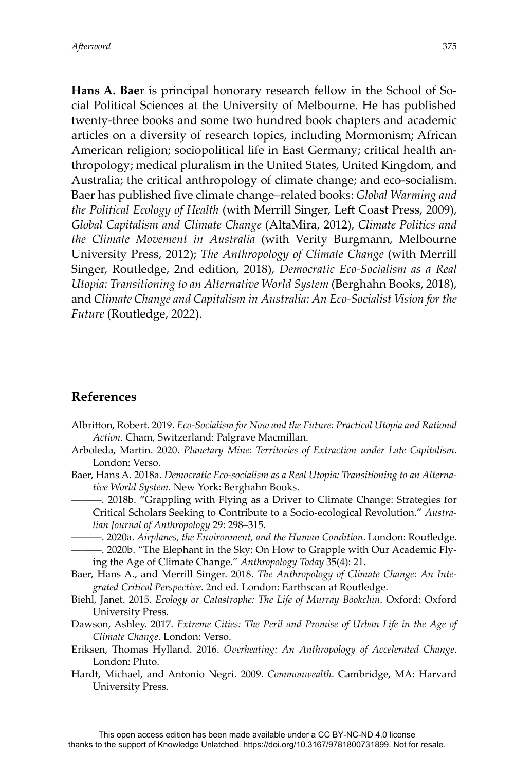**Hans A. Baer** is principal honorary research fellow in the School of Social Political Sciences at the University of Melbourne. He has published twenty-three books and some two hundred book chapters and academic articles on a diversity of research topics, including Mormonism; African American religion; sociopolitical life in East Germany; critical health anthropology; medical pluralism in the United States, United Kingdom, and Australia; the critical anthropology of climate change; and eco-socialism. Baer has published five climate change–related books: *Global Warming and the Political Ecology of Health* (with Merrill Singer, Left Coast Press, 2009), *Global Capitalism and Climate Change* (AltaMira, 2012), *Climate Politics and the Climate Movement in Australia* (with Verity Burgmann, Melbourne University Press, 2012); *The Anthropology of Climate Change* (with Merrill Singer, Routledge, 2nd edition, 2018), *Democratic Eco-Socialism as a Real Utopia: Transitioning to an Alternative World System* (Berghahn Books, 2018), and *Climate Change and Capitalism in Australia: An Eco-Socialist Vision for the Future* (Routledge, 2022).

## References

Albritton, Robert. 2019. *Eco-Socialism for Now and the Future: Practical Utopia and Rational Action*. Cham, Switzerland: Palgrave Macmillan.

Arboleda, Martin. 2020. *Planetary Mine: Territories of Extraction under Late Capitalism*. London: Verso.

Baer, Hans A. 2018a. *Democratic Eco-socialism as a Real Utopia: Transitioning to an Alternative World System*. New York: Berghahn Books.

———. 2018b. "Grappling with Flying as a Driver to Climate Change: Strategies for Critical Scholars Seeking to Contribute to a Socio-ecological Revolution." *Australian Journal of Anthropology* 29: 298–315.

———. 2020a. *Airplanes, the Environment, and the Human Condition*. London: Routledge.

———. 2020b. "The Elephant in the Sky: On How to Grapple with Our Academic Flying the Age of Climate Change." *Anthropology Today* 35(4): 21.

Baer, Hans A., and Merrill Singer. 2018. *The Anthropology of Climate Change: An Integrated Critical Perspective*. 2nd ed. London: Earthscan at Routledge.

Biehl, Janet. 2015. *Ecology or Catastrophe: The Life of Murray Bookchin*. Oxford: Oxford University Press.

Dawson, Ashley. 2017. *Extreme Cities: The Peril and Promise of Urban Life in the Age of Climate Change*. London: Verso.

Eriksen, Thomas Hylland. 2016. *Overheating: An Anthropology of Accelerated Change*. London: Pluto.

Hardt, Michael, and Antonio Negri. 2009. *Commonwealth*. Cambridge, MA: Harvard University Press.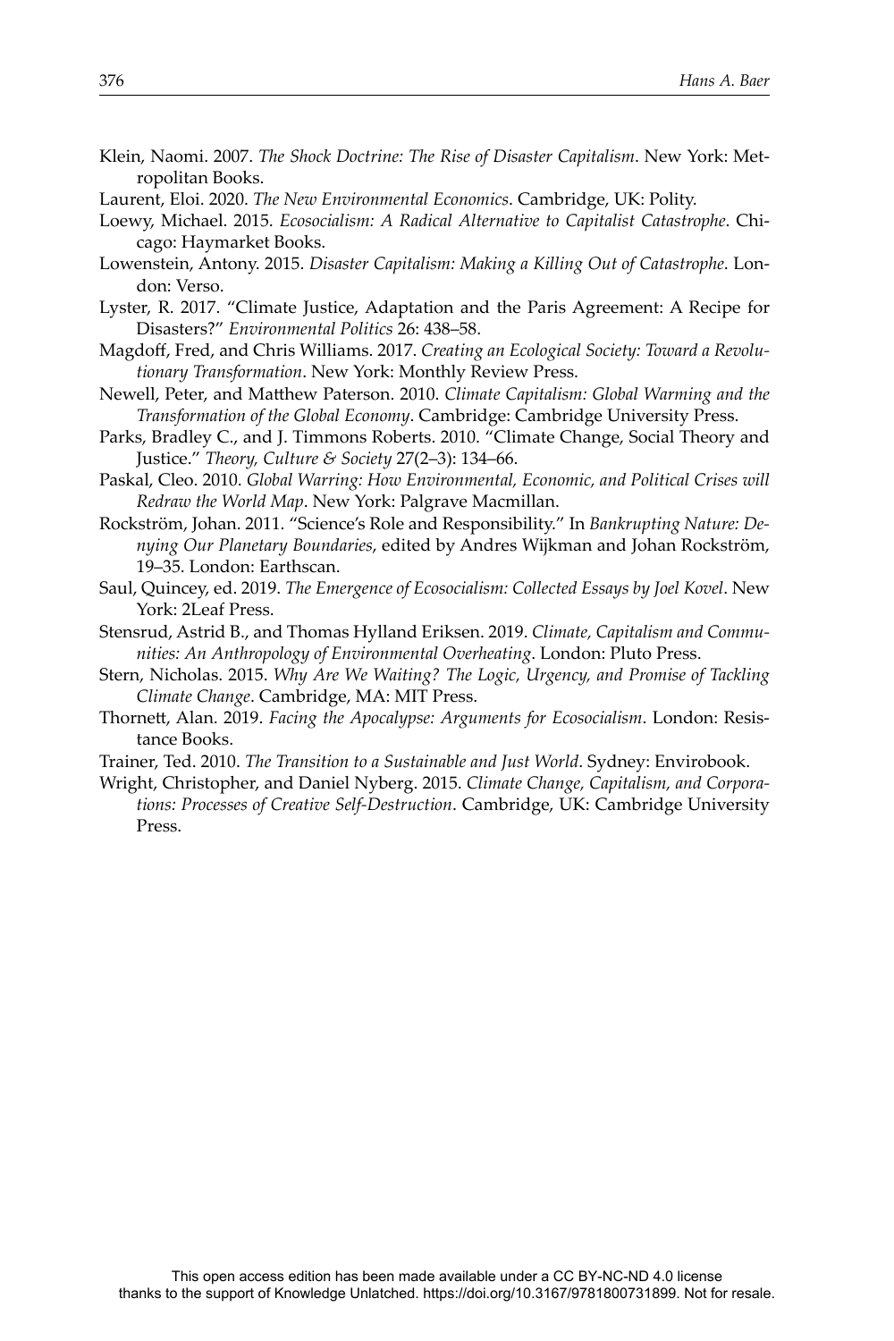Klein, Naomi. 2007. *The Shock Doctrine: The Rise of Disaster Capitalism*. New York: Metropolitan Books.

Laurent, Eloi. 2020. *The New Environmental Economics*. Cambridge, UK: Polity.

Loewy, Michael. 2015. *Ecosocialism: A Radical Alternative to Capitalist Catastrophe*. Chicago: Haymarket Books.

Lowenstein, Antony. 2015. *Disaster Capitalism: Making a Killing Out of Catastrophe*. London: Verso.

Lyster, R. 2017. "Climate Justice, Adaptation and the Paris Agreement: A Recipe for Disasters?" *Environmental Politics* 26: 438–58.

Magdoff, Fred, and Chris Williams. 2017. *Creating an Ecological Society: Toward a Revolutionary Transformation*. New York: Monthly Review Press.

Newell, Peter, and Matthew Paterson. 2010. *Climate Capitalism: Global Warming and the Transformation of the Global Economy*. Cambridge: Cambridge University Press.

Parks, Bradley C., and J. Timmons Roberts. 2010. "Climate Change, Social Theory and Justice." *Theory, Culture & Society* 27(2–3): 134–66.

Paskal, Cleo. 2010. *Global Warring: How Environmental, Economic, and Political Crises will Redraw the World Map*. New York: Palgrave Macmillan.

Rockström, Johan. 2011. "Science's Role and Responsibility." In *Bankrupting Nature: Denying Our Planetary Boundaries*, edited by Andres Wijkman and Johan Rockström, 19–35. London: Earthscan.

Saul, Quincey, ed. 2019. *The Emergence of Ecosocialism: Collected Essays by Joel Kovel*. New York: 2Leaf Press.

Stensrud, Astrid B., and Thomas Hylland Eriksen. 2019. *Climate, Capitalism and Communities: An Anthropology of Environmental Overheating*. London: Pluto Press.

Stern, Nicholas. 2015. *Why Are We Waiting? The Logic, Urgency, and Promise of Tackling Climate Change*. Cambridge, MA: MIT Press.

Thornett, Alan. 2019. *Facing the Apocalypse: Arguments for Ecosocialism*. London: Resistance Books.

Trainer, Ted. 2010. *The Transition to a Sustainable and Just World*. Sydney: Envirobook.

Wright, Christopher, and Daniel Nyberg. 2015. *Climate Change, Capitalism, and Corporations: Processes of Creative Self-Destruction*. Cambridge, UK: Cambridge University Press.

This open access edition has been made available under a CC BY-NC-ND 4.0 license thanks to the support of Knowledge Unlatched. https://doi.org/10.3167/9781800731899. Not for resale.